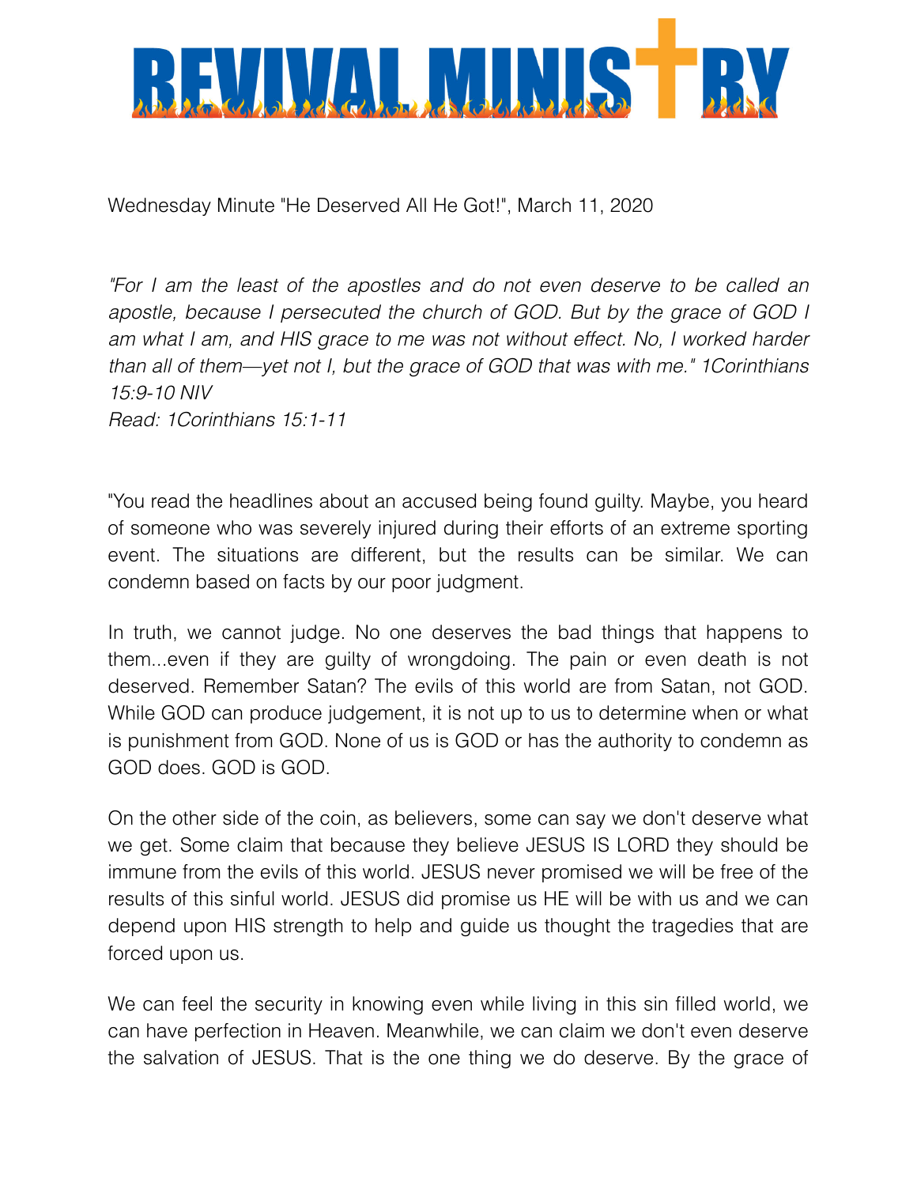# REVIVAL MINISTRY

Wednesday Minute "He Deserved All He Got!", March 11, 2020

*"For I am the least of the apostles and do not even deserve to be called an apostle, because I persecuted the church of GOD. But by the grace of GOD I am what I am, and HIS grace to me was not without effect. No, I worked harder than all of them—yet not I, but the grace of GOD that was with me." 1Corinthians 15:9-10 NIV*
*Read: 1Corinthians 15:1-11*

"You read the headlines about an accused being found guilty. Maybe, you heard of someone who was severely injured during their efforts of an extreme sporting event. The situations are different, but the results can be similar. We can condemn based on facts by our poor judgment.

In truth, we cannot judge. No one deserves the bad things that happens to them...even if they are guilty of wrongdoing. The pain or even death is not deserved. Remember Satan? The evils of this world are from Satan, not GOD. While GOD can produce judgement, it is not up to us to determine when or what is punishment from GOD. None of us is GOD or has the authority to condemn as GOD does. GOD is GOD.

On the other side of the coin, as believers, some can say we don't deserve what we get. Some claim that because they believe JESUS IS LORD they should be immune from the evils of this world. JESUS never promised we will be free of the results of this sinful world. JESUS did promise us HE will be with us and we can depend upon HIS strength to help and guide us thought the tragedies that are forced upon us.

We can feel the security in knowing even while living in this sin filled world, we can have perfection in Heaven. Meanwhile, we can claim we don't even deserve the salvation of JESUS. That is the one thing we do deserve. By the grace of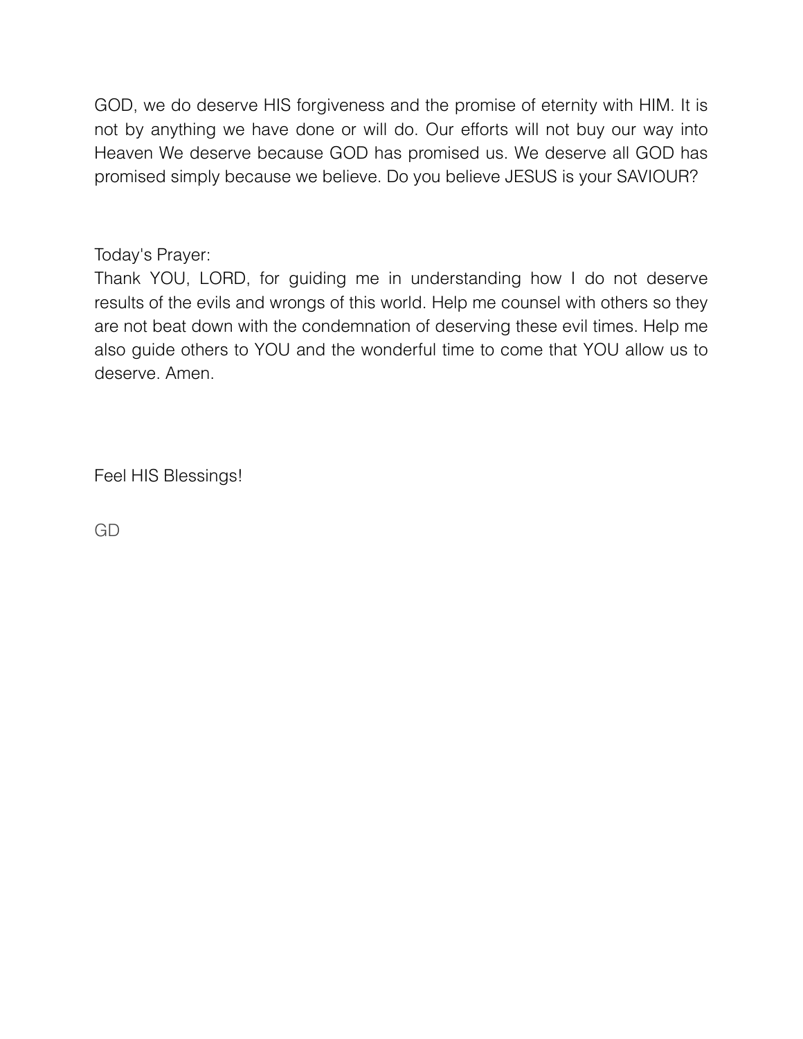GOD, we do deserve HIS forgiveness and the promise of eternity with HIM. It is not by anything we have done or will do. Our efforts will not buy our way into Heaven We deserve because GOD has promised us. We deserve all GOD has promised simply because we believe. Do you believe JESUS is your SAVIOUR?

Today's Prayer:
Thank YOU, LORD, for guiding me in understanding how I do not deserve results of the evils and wrongs of this world. Help me counsel with others so they are not beat down with the condemnation of deserving these evil times. Help me also guide others to YOU and the wonderful time to come that YOU allow us to deserve. Amen.

Feel HIS Blessings!

GD